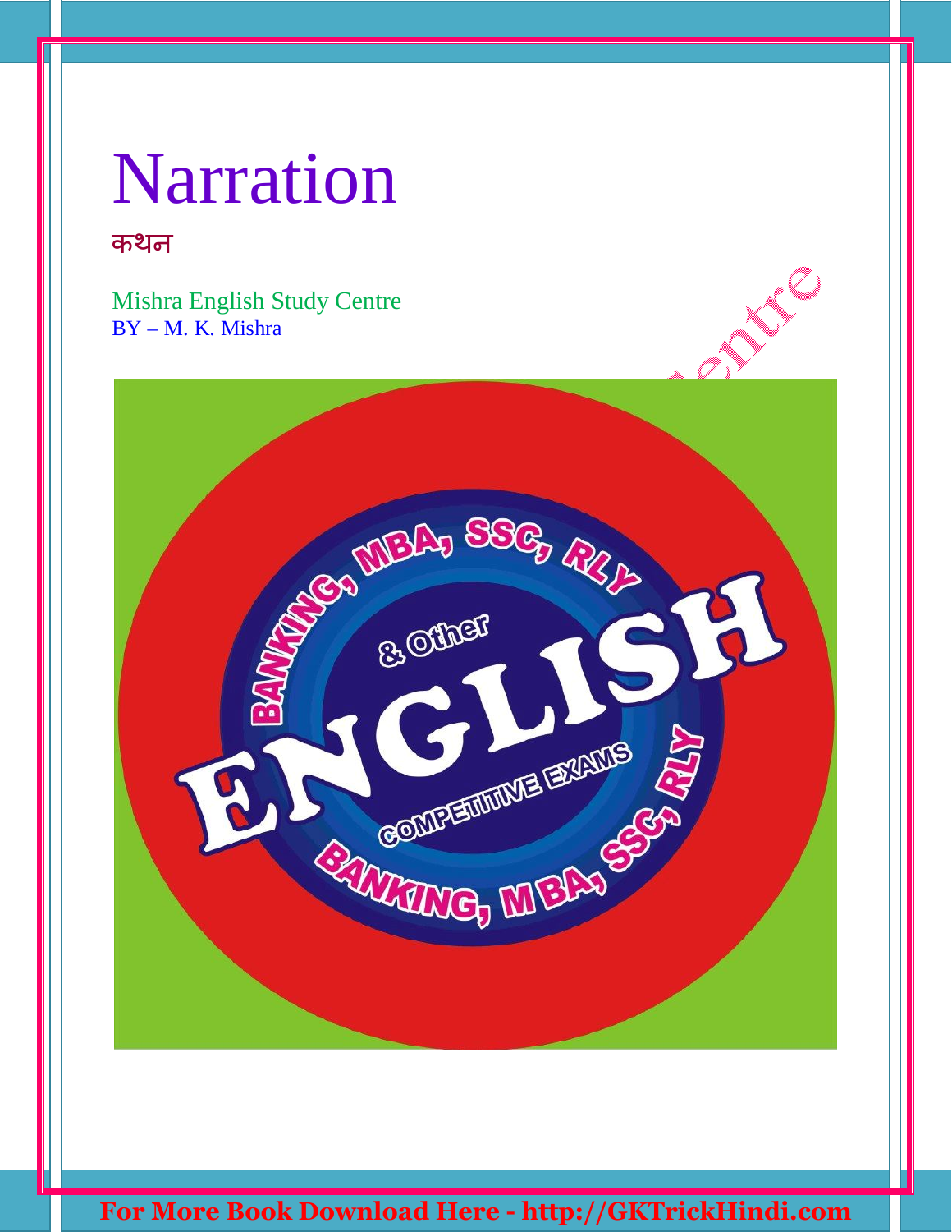# Narration

कथन

Mishra English Study Centre
BY – M. K. Mishra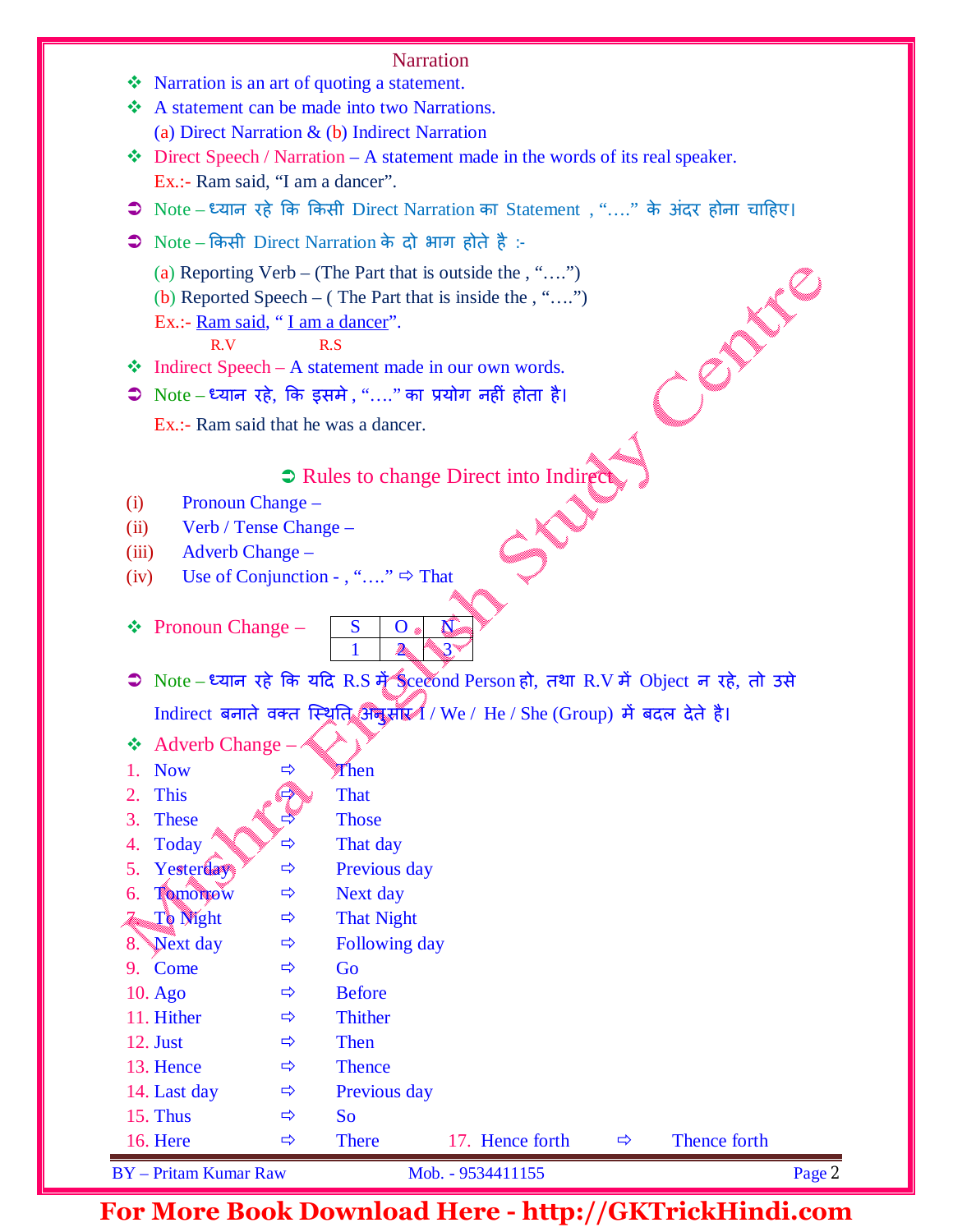# Narration

- ❖ Narration is an art of quoting a statement.
- ❖ A statement can be made into two Narrations.
  (a) Direct Narration & (b) Indirect Narration
- ❖ Direct Speech / Narration – A statement made in the words of its real speaker.
  Ex.:- Ram said, "I am a dancer".
- ➲ Note – ध्यान रहे कि किसी Direct Narration का Statement , "…." के अंदर होना चाहिए।
- ➲ Note – किसी Direct Narration के दो भाग होते है :-
  (a) Reporting Verb – (The Part that is outside the , "….")
  (b) Reported Speech – ( The Part that is inside the , "….")
  Ex.:- Ram said, " I am a dancer".
  (Ram said = R.V, I am a dancer = R.S)
- ❖ Indirect Speech – A statement made in our own words.
- ➲ Note – ध्यान रहे, कि इसमे , "…." का प्रयोग नहीं होता है।
  Ex.:- Ram said that he was a dancer.

## ➲ Rules to change Direct into Indirect

(i) Pronoun Change –
(ii) Verb / Tense Change –
(iii) Adverb Change –
(iv) Use of Conjunction - , "…." ⇨ That

❖ Pronoun Change –

| S | O | N |
|---|---|---|
| 1 | 2 | 3 |

➲ Note – ध्यान रहे कि यदि R.S में Scecond Person हो, तथा R.V में Object न रहे, तो उसे Indirect बनाते वक्त स्थिति अनुसार I / We / He / She (Group) में बदल देते है।

❖ Adverb Change –

1. Now ⇨ Then
2. This ⇨ That
3. These ⇨ Those
4. Today ⇨ That day
5. Yesterday ⇨ Previous day
6. Tomorrow ⇨ Next day
7. To Night ⇨ That Night
8. Next day ⇨ Following day
9. Come ⇨ Go
10. Ago ⇨ Before
11. Hither ⇨ Thither
12. Just ⇨ Then
13. Hence ⇨ Thence
14. Last day ⇨ Previous day
15. Thus ⇨ So
16. Here ⇨ There
17. Hence forth ⇨ Thence forth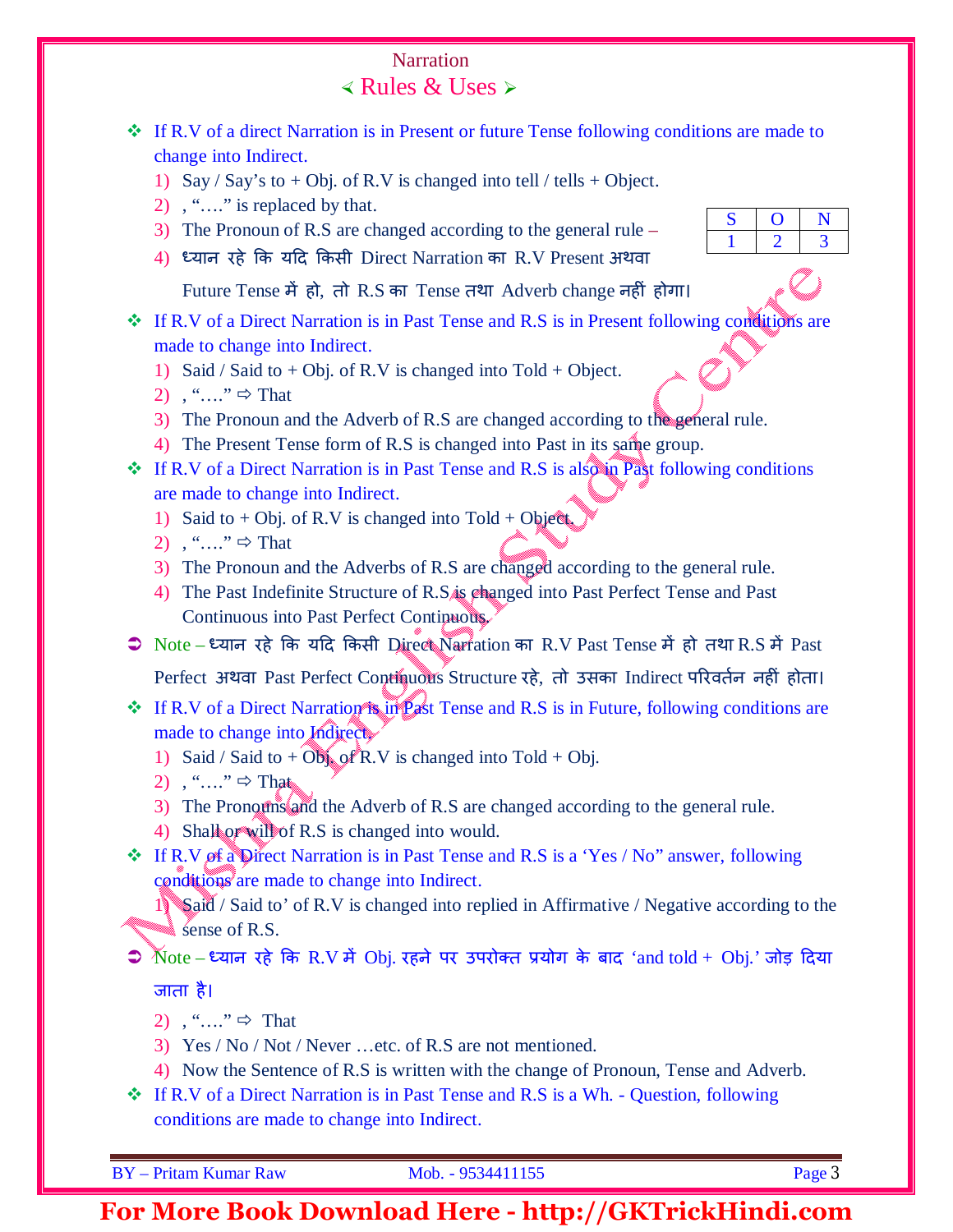## Narration

### ⪡ Rules & Uses ⪢

❖ If R.V of a direct Narration is in Present or future Tense following conditions are made to change into Indirect.

1) Say / Say's to + Obj. of R.V is changed into tell / tells + Object.
2) , "…." is replaced by that.
3) The Pronoun of R.S are changed according to the general rule –

| S | O | N |
|---|---|---|
| 1 | 2 | 3 |

4) ध्यान रहे कि यदि किसी Direct Narration का R.V Present अथवा Future Tense में हो, तो R.S का Tense तथा Adverb change नहीं होगा।

❖ If R.V of a Direct Narration is in Past Tense and R.S is in Present following conditions are made to change into Indirect.

1) Said / Said to + Obj. of R.V is changed into Told + Object.
2) , "…." ⇨ That
3) The Pronoun and the Adverb of R.S are changed according to the general rule.
4) The Present Tense form of R.S is changed into Past in its same group.

❖ If R.V of a Direct Narration is in Past Tense and R.S is also in Past following conditions are made to change into Indirect.

1) Said to + Obj. of R.V is changed into Told + Object.
2) , "…." ⇨ That
3) The Pronoun and the Adverbs of R.S are changed according to the general rule.
4) The Past Indefinite Structure of R.S is changed into Past Perfect Tense and Past Continuous into Past Perfect Continuous.

➲ Note – ध्यान रहे कि यदि किसी Direct Narration का R.V Past Tense में हो तथा R.S में Past Perfect अथवा Past Perfect Continuous Structure रहे, तो उसका Indirect परिवर्तन नहीं होता।

❖ If R.V of a Direct Narration is in Past Tense and R.S is in Future, following conditions are made to change into Indirect.

1) Said / Said to + Obj. of R.V is changed into Told + Obj.
2) , "…." ⇨ That
3) The Pronouns and the Adverb of R.S are changed according to the general rule.
4) Shall or will of R.S is changed into would.

❖ If R.V of a Direct Narration is in Past Tense and R.S is a 'Yes / No" answer, following conditions are made to change into Indirect.

1) Said / Said to' of R.V is changed into replied in Affirmative / Negative according to the sense of R.S.

➲ Note – ध्यान रहे कि R.V में Obj. रहने पर उपरोक्त प्रयोग के बाद 'and told + Obj.' जोड़ दिया जाता है।

2) , "…." ⇨ That
3) Yes / No / Not / Never …etc. of R.S are not mentioned.
4) Now the Sentence of R.S is written with the change of Pronoun, Tense and Adverb.

❖ If R.V of a Direct Narration is in Past Tense and R.S is a Wh. - Question, following conditions are made to change into Indirect.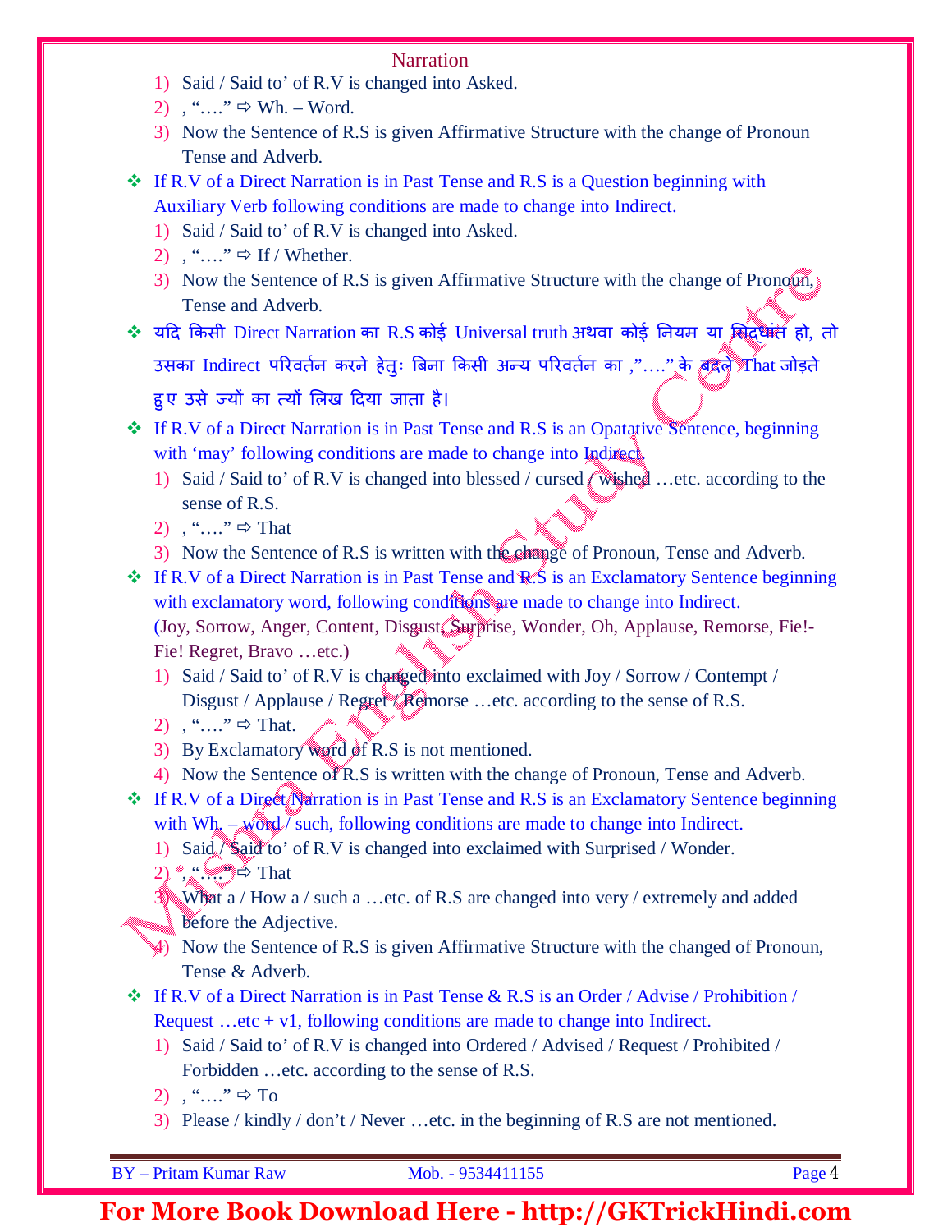## Narration

1) Said / Said to' of R.V is changed into Asked.
2) , "…." ⇨ Wh. – Word.
3) Now the Sentence of R.S is given Affirmative Structure with the change of Pronoun Tense and Adverb.

❖ If R.V of a Direct Narration is in Past Tense and R.S is a Question beginning with Auxiliary Verb following conditions are made to change into Indirect.

1) Said / Said to' of R.V is changed into Asked.
2) , "…." ⇨ If / Whether.
3) Now the Sentence of R.S is given Affirmative Structure with the change of Pronoun, Tense and Adverb.

❖ यदि किसी Direct Narration का R.S कोई Universal truth अथवा कोई नियम या सिद्धांत हो, तो उसका Indirect परिवर्तन करने हेतुः बिना किसी अन्य परिवर्तन का ,"…." के बदले That जोड़ते हुए उसे ज्यों का त्यों लिख दिया जाता है।

❖ If R.V of a Direct Narration is in Past Tense and R.S is an Opatative Sentence, beginning with 'may' following conditions are made to change into Indirect.

1) Said / Said to' of R.V is changed into blessed / cursed / wished …etc. according to the sense of R.S.
2) , "…." ⇨ That
3) Now the Sentence of R.S is written with the change of Pronoun, Tense and Adverb.

❖ If R.V of a Direct Narration is in Past Tense and R.S is an Exclamatory Sentence beginning with exclamatory word, following conditions are made to change into Indirect.
(Joy, Sorrow, Anger, Content, Disgust, Surprise, Wonder, Oh, Applause, Remorse, Fie!-Fie! Regret, Bravo …etc.)

1) Said / Said to' of R.V is changed into exclaimed with Joy / Sorrow / Contempt / Disgust / Applause / Regret / Remorse …etc. according to the sense of R.S.
2) , "…." ⇨ That.
3) By Exclamatory word of R.S is not mentioned.
4) Now the Sentence of R.S is written with the change of Pronoun, Tense and Adverb.

❖ If R.V of a Direct Narration is in Past Tense and R.S is an Exclamatory Sentence beginning with Wh. – word / such, following conditions are made to change into Indirect.

1) Said / Said to' of R.V is changed into exclaimed with Surprised / Wonder.
2) , "…." ⇨ That
3) What a / How a / such a …etc. of R.S are changed into very / extremely and added before the Adjective.
4) Now the Sentence of R.S is given Affirmative Structure with the changed of Pronoun, Tense & Adverb.

❖ If R.V of a Direct Narration is in Past Tense & R.S is an Order / Advise / Prohibition / Request …etc + v1, following conditions are made to change into Indirect.

1) Said / Said to' of R.V is changed into Ordered / Advised / Request / Prohibited / Forbidden …etc. according to the sense of R.S.
2) , "…." ⇨ To
3) Please / kindly / don't / Never …etc. in the beginning of R.S are not mentioned.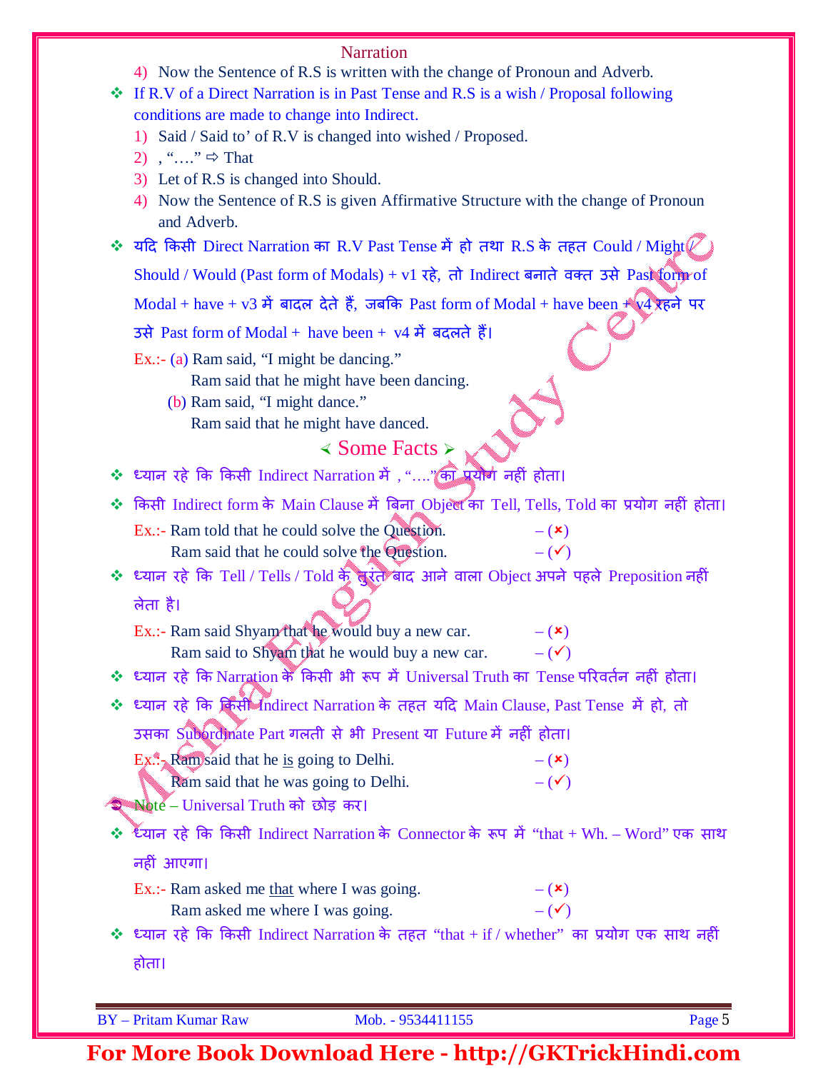4) Now the Sentence of R.S is written with the change of Pronoun and Adverb.

- If R.V of a Direct Narration is in Past Tense and R.S is a wish / Proposal following conditions are made to change into Indirect.
  1) Said / Said to' of R.V is changed into wished / Proposed.
  2) , "…." ⇨ That
  3) Let of R.S is changed into Should.
  4) Now the Sentence of R.S is given Affirmative Structure with the change of Pronoun and Adverb.

- यदि किसी Direct Narration का R.V Past Tense में हो तथा R.S के तहत Could / Might / Should / Would (Past form of Modals) + v1 रहे, तो Indirect बनाते वक्त उसे Past form of Modal + have + v3 में बादल देते हैं, जबकि Past form of Modal + have been + v4 रहने पर उसे Past form of Modal + have been + v4 में बदलते हैं।

  Ex.:- (a) Ram said, "I might be dancing."
  Ram said that he might have been dancing.
  (b) Ram said, "I might dance."
  Ram said that he might have danced.

## ⮜ Some Facts ⮞

- ध्यान रहे कि किसी Indirect Narration में , "…." का प्रयोग नहीं होता।
- किसी Indirect form के Main Clause में बिना Object का Tell, Tells, Told का प्रयोग नहीं होता।

  Ex.:- Ram told that he could solve the Question. – (✗)
  Ram said that he could solve the Question. – (✓)

- ध्यान रहे कि Tell / Tells / Told के तुरंत बाद आने वाला Object अपने पहले Preposition नहीं लेता है।

  Ex.:- Ram said Shyam that he would buy a new car. – (✗)
  Ram said to Shyam that he would buy a new car. – (✓)

- ध्यान रहे कि Narration के किसी भी रूप में Universal Truth का Tense परिवर्तन नहीं होता।
- ध्यान रहे कि किसी Indirect Narration के तहत यदि Main Clause, Past Tense में हो, तो उसका Subordinate Part गलती से भी Present या Future में नहीं होता।

  Ex.:- Ram said that he is going to Delhi. – (✗)
  Ram said that he was going to Delhi. – (✓)

Note – Universal Truth को छोड़ कर।

- ध्यान रहे कि किसी Indirect Narration के Connector के रूप में "that + Wh. – Word" एक साथ नहीं आएगा।

  Ex.:- Ram asked me that where I was going. – (✗)
  Ram asked me where I was going. – (✓)

- ध्यान रहे कि किसी Indirect Narration के तहत "that + if / whether" का प्रयोग एक साथ नहीं होता।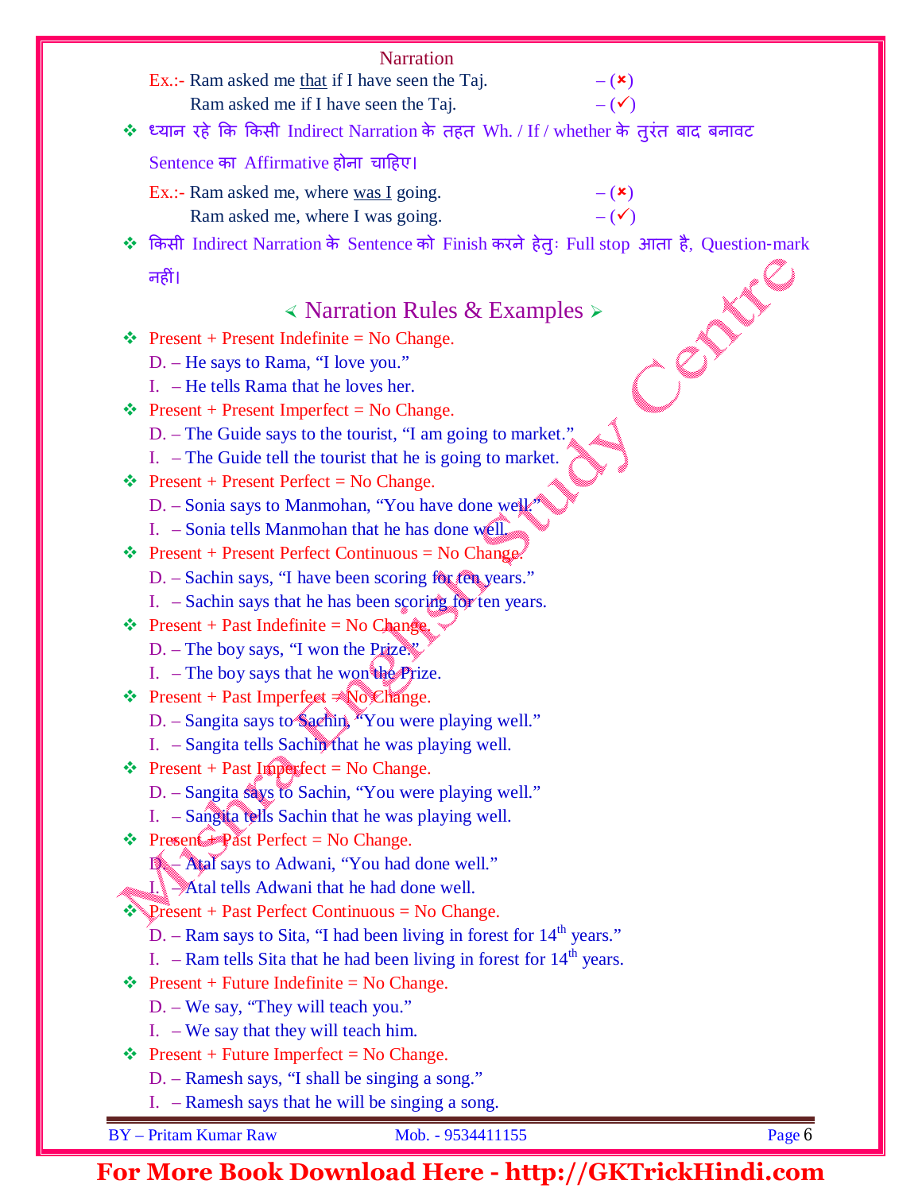Narration

Ex.:- Ram asked me that if I have seen the Taj. – (✗)

Ram asked me if I have seen the Taj. – (✓)

❖ ध्यान रहे कि किसी Indirect Narration के तहत Wh. / If / whether के तुरंत बाद बनावट Sentence का Affirmative होना चाहिए।

Ex.:- Ram asked me, where was I going. – (✗)

Ram asked me, where I was going. – (✓)

❖ किसी Indirect Narration के Sentence को Finish करने हेतुः Full stop आता है, Question-mark नहीं।

## Narration Rules & Examples

❖ Present + Present Indefinite = No Change.

D. – He says to Rama, "I love you."

I. – He tells Rama that he loves her.

❖ Present + Present Imperfect = No Change.

D. – The Guide says to the tourist, "I am going to market."

I. – The Guide tell the tourist that he is going to market.

❖ Present + Present Perfect = No Change.

D. – Sonia says to Manmohan, "You have done well."

I. – Sonia tells Manmohan that he has done well.

❖ Present + Present Perfect Continuous = No Change.

D. – Sachin says, "I have been scoring for ten years."

I. – Sachin says that he has been scoring for ten years.

❖ Present + Past Indefinite = No Change.

D. – The boy says, "I won the Prize."

I. – The boy says that he won the Prize.

❖ Present + Past Imperfect = No Change.

D. – Sangita says to Sachin, "You were playing well."

I. – Sangita tells Sachin that he was playing well.

❖ Present + Past Imperfect = No Change.

D. – Sangita says to Sachin, "You were playing well."

I. – Sangita tells Sachin that he was playing well.

❖ Present + Past Perfect = No Change.

D. – Atal says to Adwani, "You had done well."

I. – Atal tells Adwani that he had done well.

❖ Present + Past Perfect Continuous = No Change.

D. – Ram says to Sita, "I had been living in forest for 14th years."

I. – Ram tells Sita that he had been living in forest for 14th years.

❖ Present + Future Indefinite = No Change.

D. – We say, "They will teach you."

I. – We say that they will teach him.

❖ Present + Future Imperfect = No Change.

D. – Ramesh says, "I shall be singing a song."

I. – Ramesh says that he will be singing a song.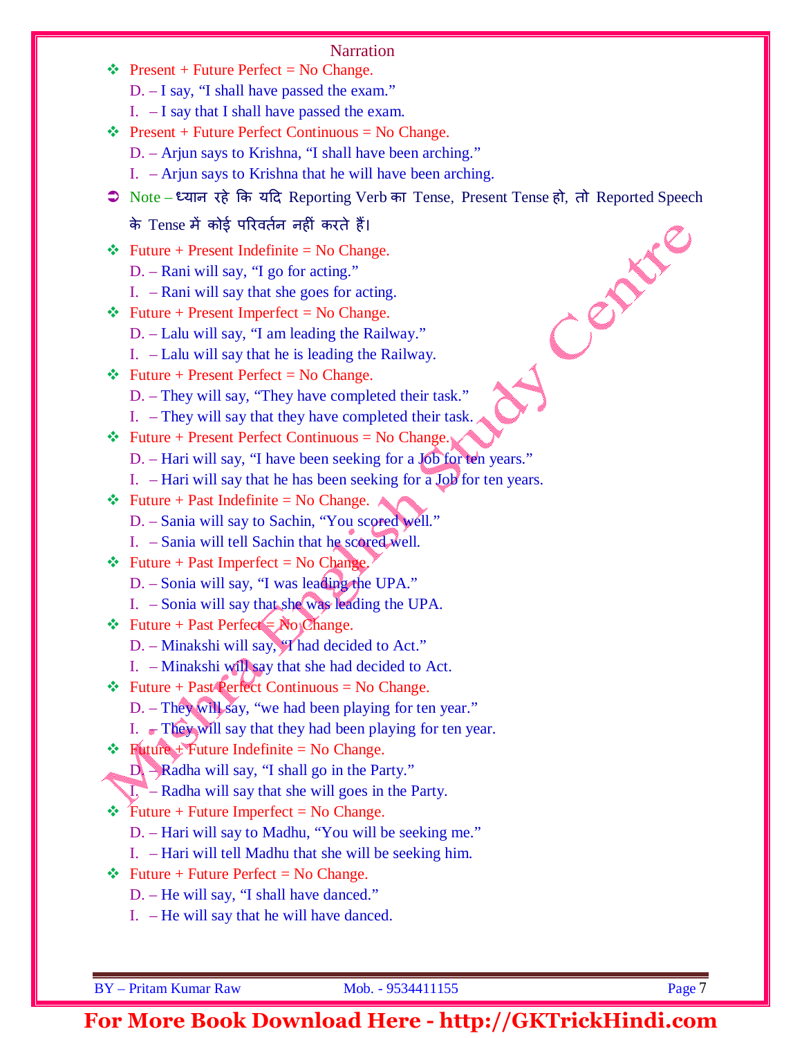- Present + Future Perfect = No Change.
  - D. – I say, "I shall have passed the exam."
  - I. – I say that I shall have passed the exam.
- Present + Future Perfect Continuous = No Change.
  - D. – Arjun says to Krishna, "I shall have been arching."
  - I. – Arjun says to Krishna that he will have been arching.

➲ Note – ध्यान रहे कि यदि Reporting Verb का Tense, Present Tense हो, तो Reported Speech के Tense में कोई परिवर्तन नहीं करते हैं।

- Future + Present Indefinite = No Change.
  - D. – Rani will say, "I go for acting."
  - I. – Rani will say that she goes for acting.
- Future + Present Imperfect = No Change.
  - D. – Lalu will say, "I am leading the Railway."
  - I. – Lalu will say that he is leading the Railway.
- Future + Present Perfect = No Change.
  - D. – They will say, "They have completed their task."
  - I. – They will say that they have completed their task.
- Future + Present Perfect Continuous = No Change.
  - D. – Hari will say, "I have been seeking for a Job for ten years."
  - I. – Hari will say that he has been seeking for a Job for ten years.
- Future + Past Indefinite = No Change.
  - D. – Sania will say to Sachin, "You scored well."
  - I. – Sania will tell Sachin that he scored well.
- Future + Past Imperfect = No Change.
  - D. – Sonia will say, "I was leading the UPA."
  - I. – Sonia will say that she was leading the UPA.
- Future + Past Perfect = No Change.
  - D. – Minakshi will say, "I had decided to Act."
  - I. – Minakshi will say that she had decided to Act.
- Future + Past Perfect Continuous = No Change.
  - D. – They will say, "we had been playing for ten year."
  - I. – They will say that they had been playing for ten year.
- Future + Future Indefinite = No Change.
  - D. – Radha will say, "I shall go in the Party."
  - I. – Radha will say that she will goes in the Party.
- Future + Future Imperfect = No Change.
  - D. – Hari will say to Madhu, "You will be seeking me."
  - I. – Hari will tell Madhu that she will be seeking him.
- Future + Future Perfect = No Change.
  - D. – He will say, "I shall have danced."
  - I. – He will say that he will have danced.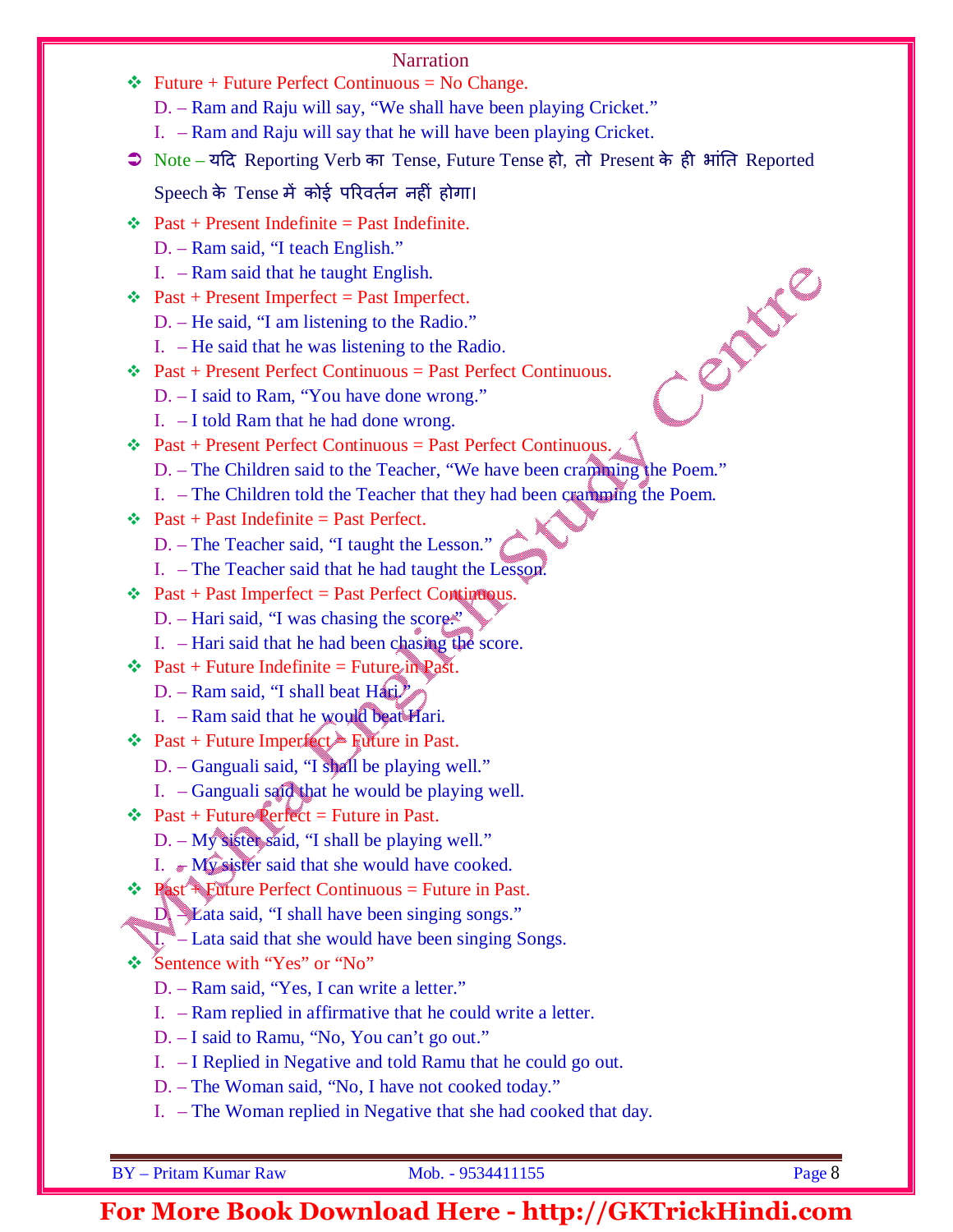## Narration

- Future + Future Perfect Continuous = No Change.
  - D. – Ram and Raju will say, "We shall have been playing Cricket."
  - I. – Ram and Raju will say that he will have been playing Cricket.

➲ Note – यदि Reporting Verb का Tense, Future Tense हो, तो Present के ही भांति Reported Speech के Tense में कोई परिवर्तन नहीं होगा।

- Past + Present Indefinite = Past Indefinite.
  - D. – Ram said, "I teach English."
  - I. – Ram said that he taught English.
- Past + Present Imperfect = Past Imperfect.
  - D. – He said, "I am listening to the Radio."
  - I. – He said that he was listening to the Radio.
- Past + Present Perfect Continuous = Past Perfect Continuous.
  - D. – I said to Ram, "You have done wrong."
  - I. – I told Ram that he had done wrong.
- Past + Present Perfect Continuous = Past Perfect Continuous.
  - D. – The Children said to the Teacher, "We have been cramming the Poem."
  - I. – The Children told the Teacher that they had been cramming the Poem.
- Past + Past Indefinite = Past Perfect.
  - D. – The Teacher said, "I taught the Lesson."
  - I. – The Teacher said that he had taught the Lesson.
- Past + Past Imperfect = Past Perfect Continuous.
  - D. – Hari said, "I was chasing the score."
  - I. – Hari said that he had been chasing the score.
- Past + Future Indefinite = Future in Past.
  - D. – Ram said, "I shall beat Hari."
  - I. – Ram said that he would beat Hari.
- Past + Future Imperfect = Future in Past.
  - D. – Ganguali said, "I shall be playing well."
  - I. – Ganguali said that he would be playing well.
- Past + Future Perfect = Future in Past.
  - D. – My sister said, "I shall be playing well."
  - I. – My sister said that she would have cooked.
- Past + Future Perfect Continuous = Future in Past.
  - D. – Lata said, "I shall have been singing songs."
  - I. – Lata said that she would have been singing Songs.
- Sentence with "Yes" or "No"
  - D. – Ram said, "Yes, I can write a letter."
  - I. – Ram replied in affirmative that he could write a letter.
  - D. – I said to Ramu, "No, You can't go out."
  - I. – I Replied in Negative and told Ramu that he could go out.
  - D. – The Woman said, "No, I have not cooked today."
  - I. – The Woman replied in Negative that she had cooked that day.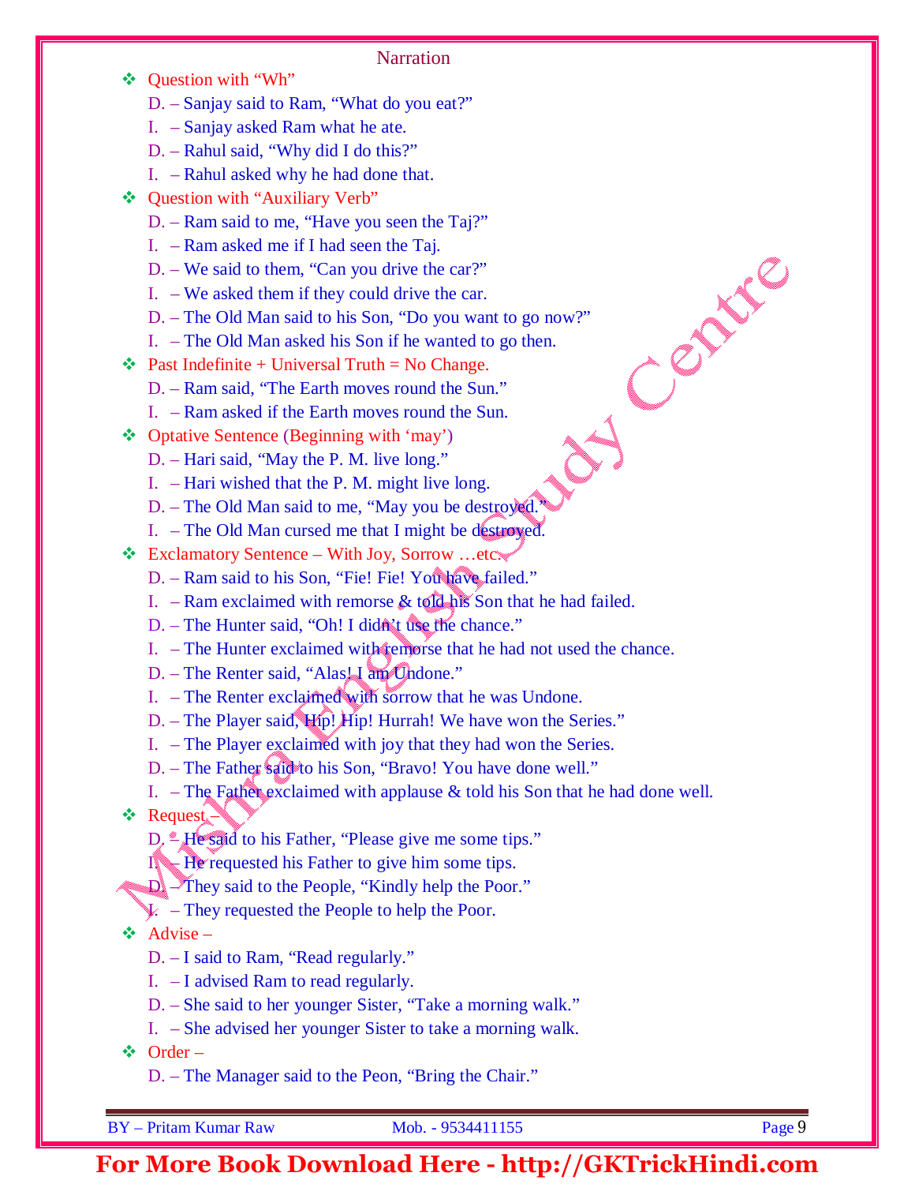## Narration

- **Question with "Wh"**
  - D. – Sanjay said to Ram, "What do you eat?"
  - I. – Sanjay asked Ram what he ate.
  - D. – Rahul said, "Why did I do this?"
  - I. – Rahul asked why he had done that.
- **Question with "Auxiliary Verb"**
  - D. – Ram said to me, "Have you seen the Taj?"
  - I. – Ram asked me if I had seen the Taj.
  - D. – We said to them, "Can you drive the car?"
  - I. – We asked them if they could drive the car.
  - D. – The Old Man said to his Son, "Do you want to go now?"
  - I. – The Old Man asked his Son if he wanted to go then.
- **Past Indefinite + Universal Truth = No Change.**
  - D. – Ram said, "The Earth moves round the Sun."
  - I. – Ram asked if the Earth moves round the Sun.
- **Optative Sentence (Beginning with 'may')**
  - D. – Hari said, "May the P. M. live long."
  - I. – Hari wished that the P. M. might live long.
  - D. – The Old Man said to me, "May you be destroyed."
  - I. – The Old Man cursed me that I might be destroyed.
- **Exclamatory Sentence – With Joy, Sorrow …etc.**
  - D. – Ram said to his Son, "Fie! Fie! You have failed."
  - I. – Ram exclaimed with remorse & told his Son that he had failed.
  - D. – The Hunter said, "Oh! I didn't use the chance."
  - I. – The Hunter exclaimed with remorse that he had not used the chance.
  - D. – The Renter said, "Alas! I am Undone."
  - I. – The Renter exclaimed with sorrow that he was Undone.
  - D. – The Player said, "Hip! Hip! Hurrah! We have won the Series."
  - I. – The Player exclaimed with joy that they had won the Series.
  - D. – The Father said to his Son, "Bravo! You have done well."
  - I. – The Father exclaimed with applause & told his Son that he had done well.
- **Request –**
  - D. – He said to his Father, "Please give me some tips."
  - I. – He requested his Father to give him some tips.
  - D. – They said to the People, "Kindly help the Poor."
  - I. – They requested the People to help the Poor.
- **Advise –**
  - D. – I said to Ram, "Read regularly."
  - I. – I advised Ram to read regularly.
  - D. – She said to her younger Sister, "Take a morning walk."
  - I. – She advised her younger Sister to take a morning walk.
- **Order –**
  - D. – The Manager said to the Peon, "Bring the Chair."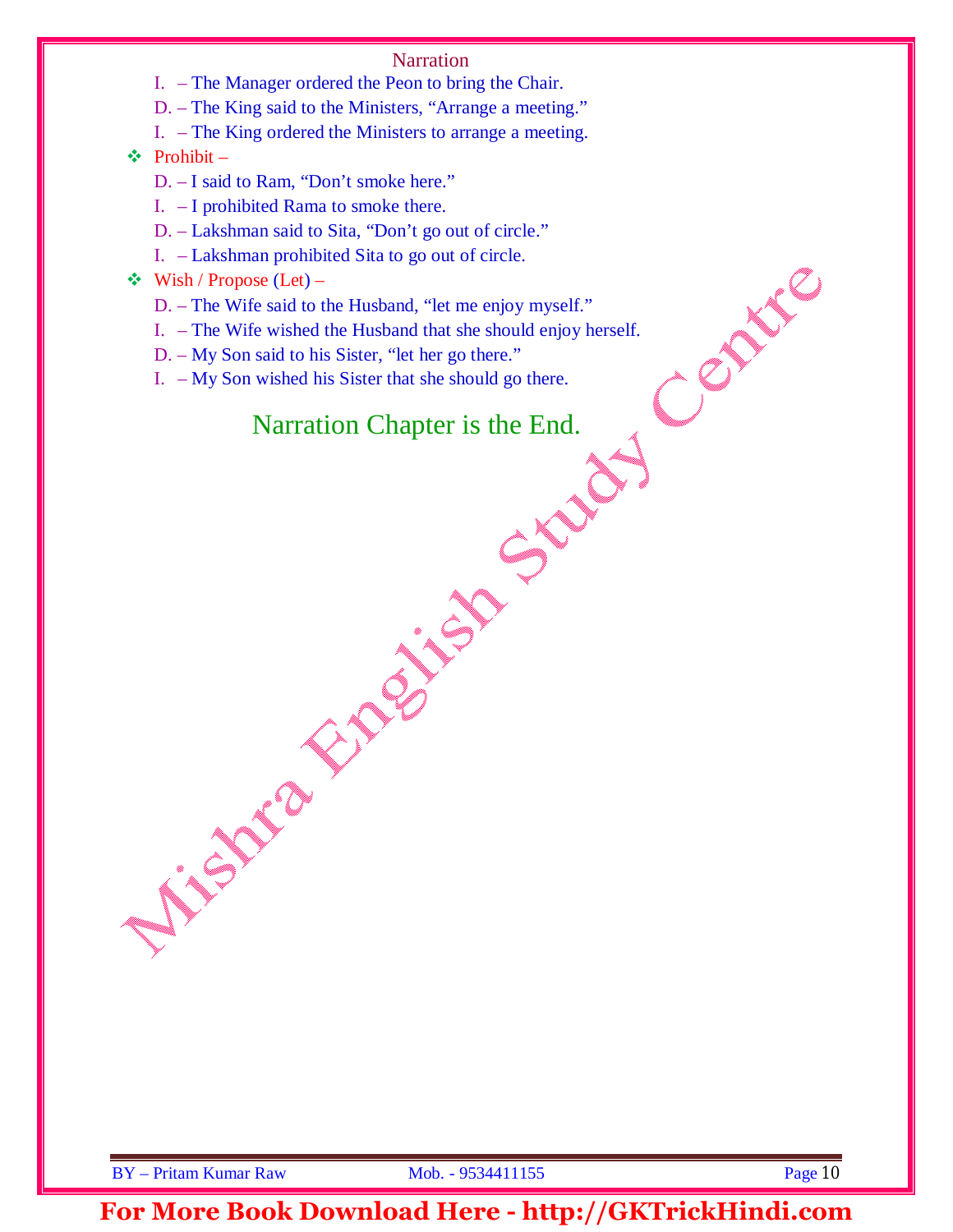- I. – The Manager ordered the Peon to bring the Chair.
- D. – The King said to the Ministers, "Arrange a meeting."
- I. – The King ordered the Ministers to arrange a meeting.

❖ Prohibit –

- D. – I said to Ram, "Don't smoke here."
- I. – I prohibited Rama to smoke there.
- D. – Lakshman said to Sita, "Don't go out of circle."
- I. – Lakshman prohibited Sita to go out of circle.

❖ Wish / Propose (Let) –

- D. – The Wife said to the Husband, "let me enjoy myself."
- I. – The Wife wished the Husband that she should enjoy herself.
- D. – My Son said to his Sister, "let her go there."
- I. – My Son wished his Sister that she should go there.

Narration Chapter is the End.